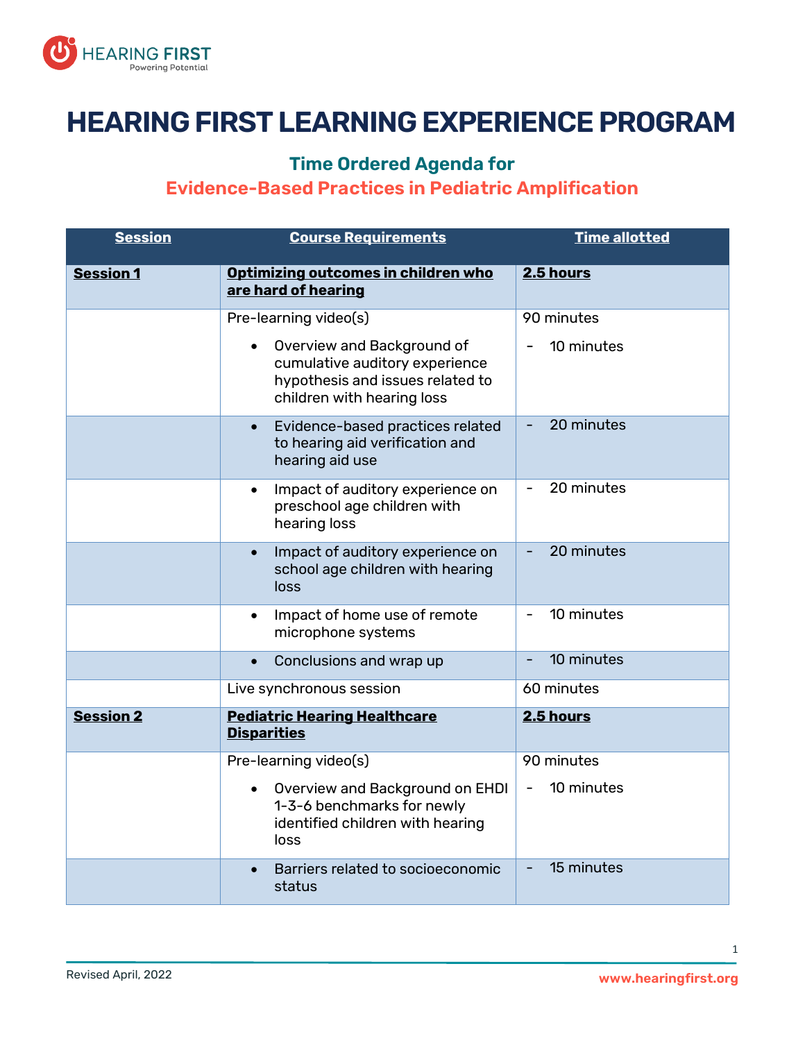# HEARING FIRST LEARNING EXPERIENCE PROGRAM

## Time Ordered Agenda for
## Evidence-Based Practices in Pediatric Amplification

| Session | Course Requirements | Time allotted |
|---|---|---|
| **Session 1** | **Optimizing outcomes in children who are hard of hearing** | **2.5 hours** |
| | Pre-learning video(s)<br>• Overview and Background of cumulative auditory experience hypothesis and issues related to children with hearing loss | 90 minutes<br>- 10 minutes |
| | • Evidence-based practices related to hearing aid verification and hearing aid use | - 20 minutes |
| | • Impact of auditory experience on preschool age children with hearing loss | - 20 minutes |
| | • Impact of auditory experience on school age children with hearing loss | - 20 minutes |
| | • Impact of home use of remote microphone systems | - 10 minutes |
| | • Conclusions and wrap up | - 10 minutes |
| | Live synchronous session | 60 minutes |
| **Session 2** | **Pediatric Hearing Healthcare Disparities** | **2.5 hours** |
| | Pre-learning video(s)<br>• Overview and Background on EHDI 1-3-6 benchmarks for newly identified children with hearing loss | 90 minutes<br>- 10 minutes |
| | • Barriers related to socioeconomic status | - 15 minutes |

Revised April, 2022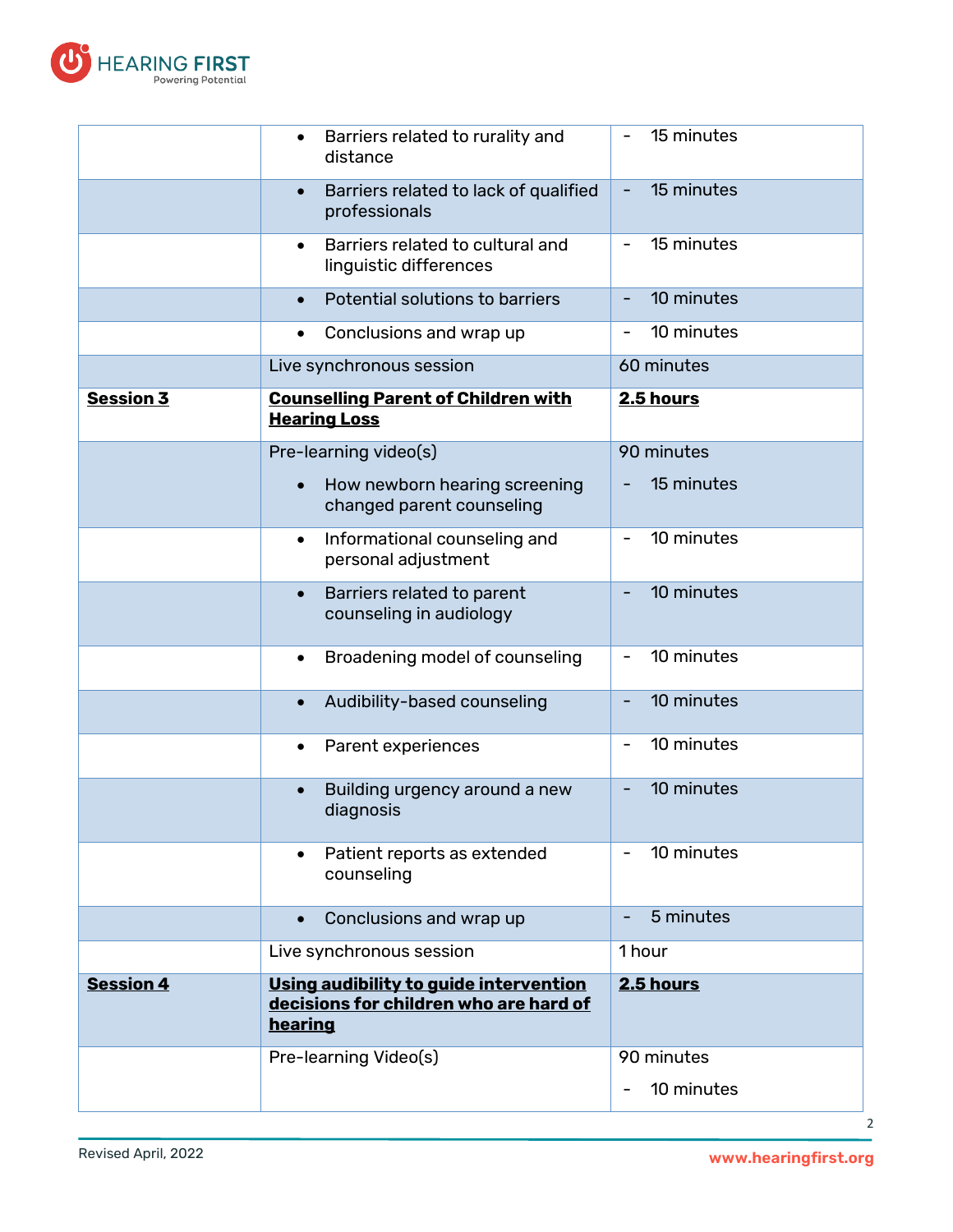| | | |
|---|---|---|
| | • Barriers related to rurality and distance | - 15 minutes |
| | • Barriers related to lack of qualified professionals | - 15 minutes |
| | • Barriers related to cultural and linguistic differences | - 15 minutes |
| | • Potential solutions to barriers | - 10 minutes |
| | • Conclusions and wrap up | - 10 minutes |
| | Live synchronous session | 60 minutes |
| **Session 3** | **Counselling Parent of Children with Hearing Loss** | **2.5 hours** |
| | Pre-learning video(s)<br>• How newborn hearing screening changed parent counseling | 90 minutes<br>- 15 minutes |
| | • Informational counseling and personal adjustment | - 10 minutes |
| | • Barriers related to parent counseling in audiology | - 10 minutes |
| | • Broadening model of counseling | - 10 minutes |
| | • Audibility-based counseling | - 10 minutes |
| | • Parent experiences | - 10 minutes |
| | • Building urgency around a new diagnosis | - 10 minutes |
| | • Patient reports as extended counseling | - 10 minutes |
| | • Conclusions and wrap up | - 5 minutes |
| | Live synchronous session | 1 hour |
| **Session 4** | **Using audibility to guide intervention decisions for children who are hard of hearing** | **2.5 hours** |
| | Pre-learning Video(s) | 90 minutes<br>- 10 minutes |

Revised April, 2022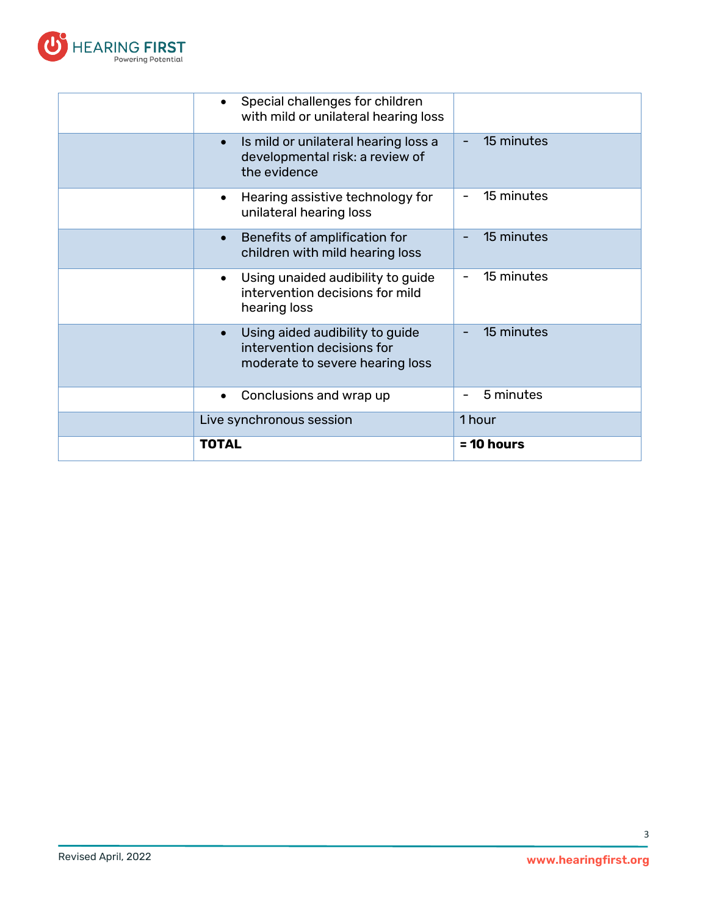| | | |
|---|---|---|
| | • Special challenges for children with mild or unilateral hearing loss | |
| | • Is mild or unilateral hearing loss a developmental risk: a review of the evidence | - 15 minutes |
| | • Hearing assistive technology for unilateral hearing loss | - 15 minutes |
| | • Benefits of amplification for children with mild hearing loss | - 15 minutes |
| | • Using unaided audibility to guide intervention decisions for mild hearing loss | - 15 minutes |
| | • Using aided audibility to guide intervention decisions for moderate to severe hearing loss | - 15 minutes |
| | • Conclusions and wrap up | - 5 minutes |
| | Live synchronous session | 1 hour |
| | **TOTAL** | **= 10 hours** |

Revised April, 2022